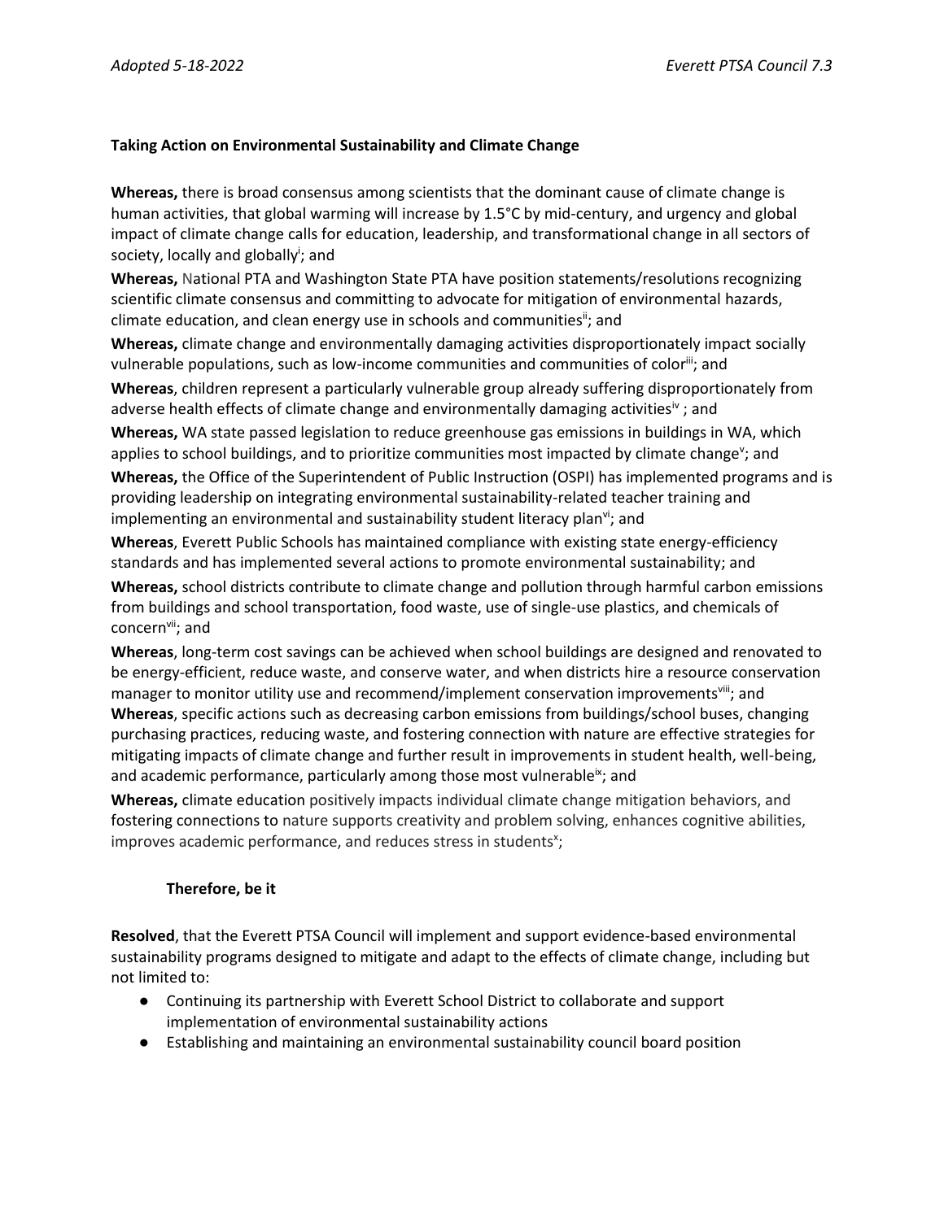**Taking Action on Environmental Sustainability and Climate Change**

**Whereas,** there is broad consensus among scientists that the dominant cause of climate change is human activities, that global warming will increase by 1.5°C by mid-century, and urgency and global impact of climate change calls for education, leadership, and transformational change in all sectors of society, locally and globally[i]; and

**Whereas,** National PTA and Washington State PTA have position statements/resolutions recognizing scientific climate consensus and committing to advocate for mitigation of environmental hazards, climate education, and clean energy use in schools and communities[ii]; and

**Whereas,** climate change and environmentally damaging activities disproportionately impact socially vulnerable populations, such as low-income communities and communities of color[iii]; and

**Whereas**, children represent a particularly vulnerable group already suffering disproportionately from adverse health effects of climate change and environmentally damaging activities[iv] ; and

**Whereas,** WA state passed legislation to reduce greenhouse gas emissions in buildings in WA, which applies to school buildings, and to prioritize communities most impacted by climate change[v]; and

**Whereas,** the Office of the Superintendent of Public Instruction (OSPI) has implemented programs and is providing leadership on integrating environmental sustainability-related teacher training and implementing an environmental and sustainability student literacy plan[vi]; and

**Whereas**, Everett Public Schools has maintained compliance with existing state energy-efficiency standards and has implemented several actions to promote environmental sustainability; and

**Whereas,** school districts contribute to climate change and pollution through harmful carbon emissions from buildings and school transportation, food waste, use of single-use plastics, and chemicals of concern[vii]; and

**Whereas**, long-term cost savings can be achieved when school buildings are designed and renovated to be energy-efficient, reduce waste, and conserve water, and when districts hire a resource conservation manager to monitor utility use and recommend/implement conservation improvements[viii]; and

**Whereas**, specific actions such as decreasing carbon emissions from buildings/school buses, changing purchasing practices, reducing waste, and fostering connection with nature are effective strategies for mitigating impacts of climate change and further result in improvements in student health, well-being, and academic performance, particularly among those most vulnerable[ix]; and

**Whereas,** climate education positively impacts individual climate change mitigation behaviors, and fostering connections to nature supports creativity and problem solving, enhances cognitive abilities, improves academic performance, and reduces stress in students[x];

**Therefore, be it**

**Resolved**, that the Everett PTSA Council will implement and support evidence-based environmental sustainability programs designed to mitigate and adapt to the effects of climate change, including but not limited to:

- Continuing its partnership with Everett School District to collaborate and support implementation of environmental sustainability actions
- Establishing and maintaining an environmental sustainability council board position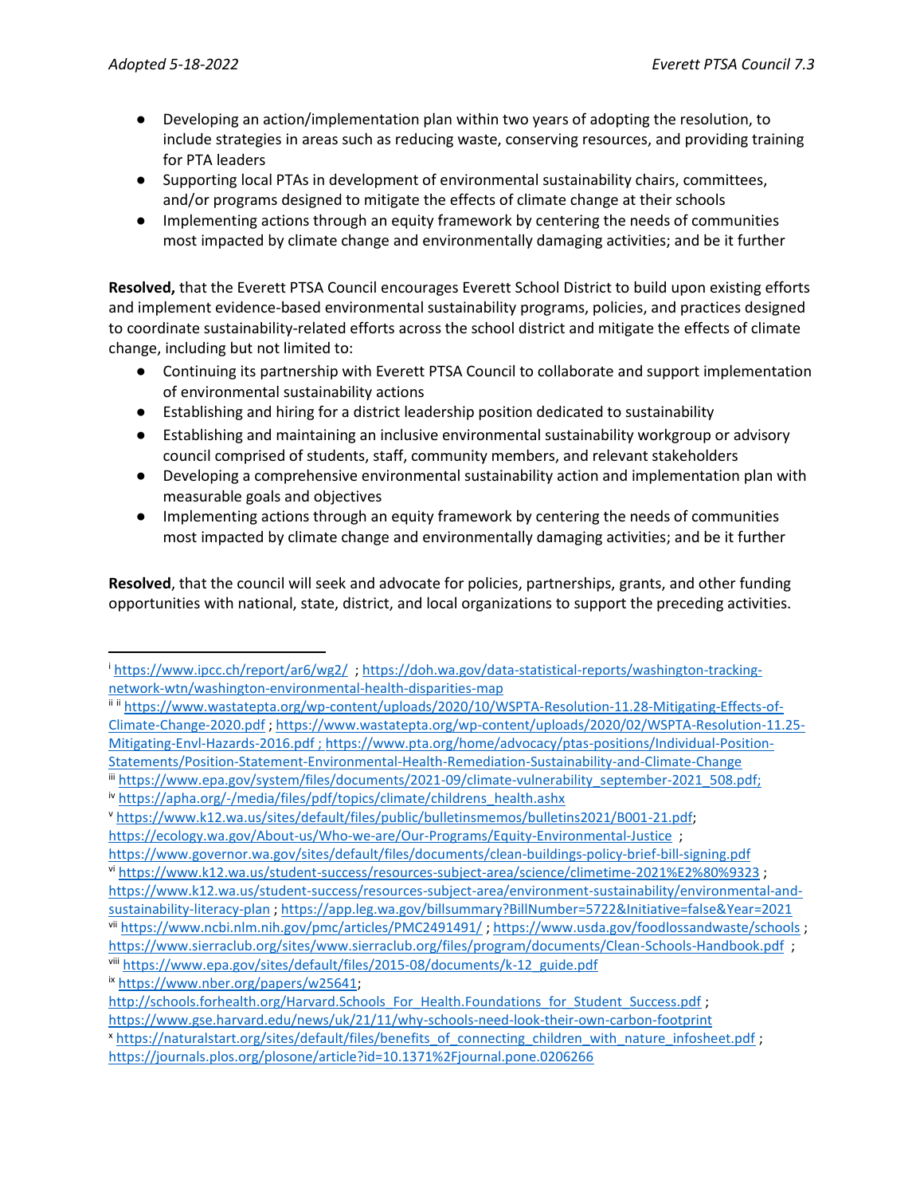- Developing an action/implementation plan within two years of adopting the resolution, to include strategies in areas such as reducing waste, conserving resources, and providing training for PTA leaders
- Supporting local PTAs in development of environmental sustainability chairs, committees, and/or programs designed to mitigate the effects of climate change at their schools
- Implementing actions through an equity framework by centering the needs of communities most impacted by climate change and environmentally damaging activities; and be it further

**Resolved,** that the Everett PTSA Council encourages Everett School District to build upon existing efforts and implement evidence-based environmental sustainability programs, policies, and practices designed to coordinate sustainability-related efforts across the school district and mitigate the effects of climate change, including but not limited to:

- Continuing its partnership with Everett PTSA Council to collaborate and support implementation of environmental sustainability actions
- Establishing and hiring for a district leadership position dedicated to sustainability
- Establishing and maintaining an inclusive environmental sustainability workgroup or advisory council comprised of students, staff, community members, and relevant stakeholders
- Developing a comprehensive environmental sustainability action and implementation plan with measurable goals and objectives
- Implementing actions through an equity framework by centering the needs of communities most impacted by climate change and environmentally damaging activities; and be it further

**Resolved**, that the council will seek and advocate for policies, partnerships, grants, and other funding opportunities with national, state, district, and local organizations to support the preceding activities.

---

[i] https://www.ipcc.ch/report/ar6/wg2/ ; https://doh.wa.gov/data-statistical-reports/washington-tracking-network-wtn/washington-environmental-health-disparities-map

[ii] [ii] https://www.wastatepta.org/wp-content/uploads/2020/10/WSPTA-Resolution-11.28-Mitigating-Effects-of-Climate-Change-2020.pdf ; https://www.wastatepta.org/wp-content/uploads/2020/02/WSPTA-Resolution-11.25-Mitigating-Envl-Hazards-2016.pdf ; https://www.pta.org/home/advocacy/ptas-positions/Individual-Position-Statements/Position-Statement-Environmental-Health-Remediation-Sustainability-and-Climate-Change

[iii] https://www.epa.gov/system/files/documents/2021-09/climate-vulnerability_september-2021_508.pdf;

[iv] https://apha.org/-/media/files/pdf/topics/climate/childrens_health.ashx

[v] https://www.k12.wa.us/sites/default/files/public/bulletinsmemos/bulletins2021/B001-21.pdf; https://ecology.wa.gov/About-us/Who-we-are/Our-Programs/Equity-Environmental-Justice ; https://www.governor.wa.gov/sites/default/files/documents/clean-buildings-policy-brief-bill-signing.pdf

[vi] https://www.k12.wa.us/student-success/resources-subject-area/science/climetime-2021%E2%80%9323 ; https://www.k12.wa.us/student-success/resources-subject-area/environment-sustainability/environmental-and-sustainability-literacy-plan ; https://app.leg.wa.gov/billsummary?BillNumber=5722&Initiative=false&Year=2021

[vii] https://www.ncbi.nlm.nih.gov/pmc/articles/PMC2491491/ ; https://www.usda.gov/foodlossandwaste/schools ; https://www.sierraclub.org/sites/www.sierraclub.org/files/program/documents/Clean-Schools-Handbook.pdf ;

[viii] https://www.epa.gov/sites/default/files/2015-08/documents/k-12_guide.pdf

[ix] https://www.nber.org/papers/w25641; http://schools.forhealth.org/Harvard.Schools_For_Health.Foundations_for_Student_Success.pdf ; https://www.gse.harvard.edu/news/uk/21/11/why-schools-need-look-their-own-carbon-footprint

[x] https://naturalstart.org/sites/default/files/benefits_of_connecting_children_with_nature_infosheet.pdf ; https://journals.plos.org/plosone/article?id=10.1371%2Fjournal.pone.0206266